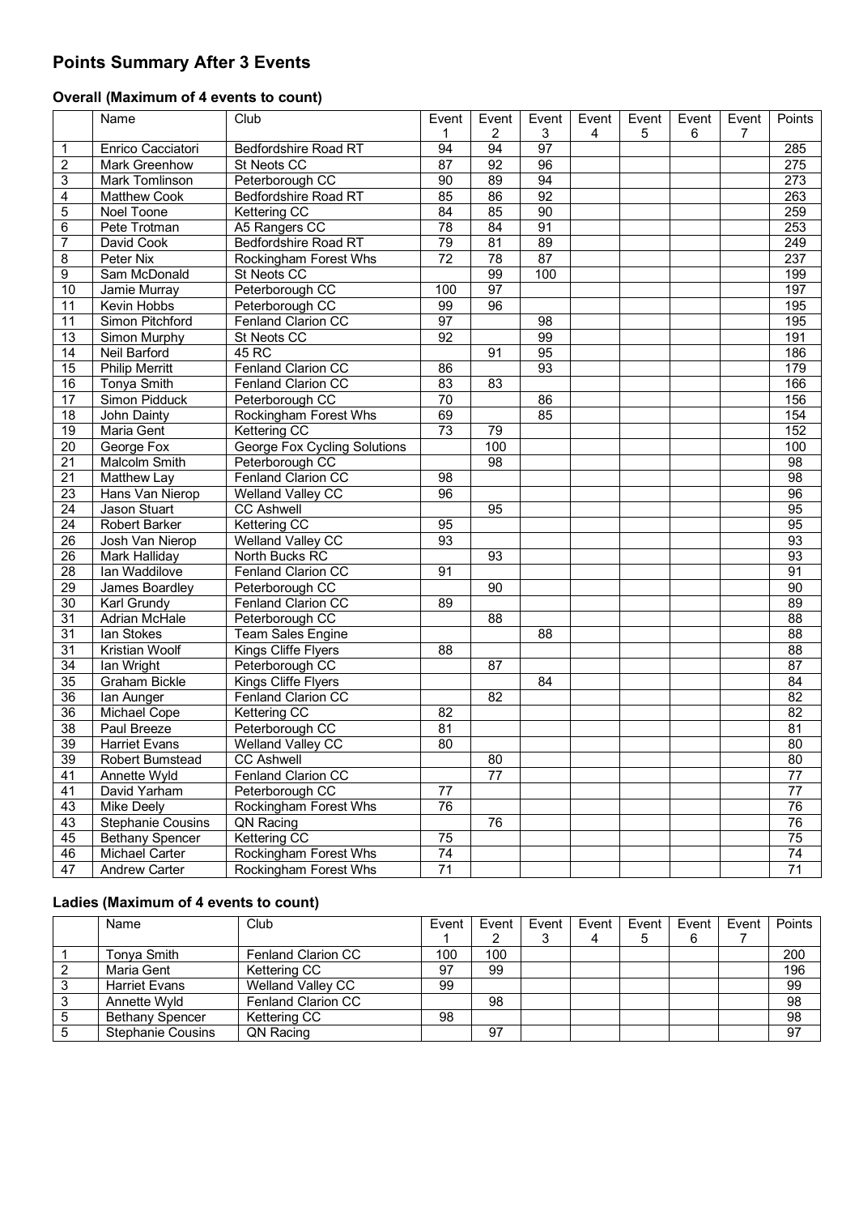# Points Summary After 3 Events

## Overall (Maximum of 4 events to count)

| | Name | Club | Event 1 | Event 2 | Event 3 | Event 4 | Event 5 | Event 6 | Event 7 | Points |
|---|---|---|---|---|---|---|---|---|---|---|
| 1 | Enrico Cacciatori | Bedfordshire Road RT | 94 | 94 | 97 | | | | | 285 |
| 2 | Mark Greenhow | St Neots CC | 87 | 92 | 96 | | | | | 275 |
| 3 | Mark Tomlinson | Peterborough CC | 90 | 89 | 94 | | | | | 273 |
| 4 | Matthew Cook | Bedfordshire Road RT | 85 | 86 | 92 | | | | | 263 |
| 5 | Noel Toone | Kettering CC | 84 | 85 | 90 | | | | | 259 |
| 6 | Pete Trotman | A5 Rangers CC | 78 | 84 | 91 | | | | | 253 |
| 7 | David Cook | Bedfordshire Road RT | 79 | 81 | 89 | | | | | 249 |
| 8 | Peter Nix | Rockingham Forest Whs | 72 | 78 | 87 | | | | | 237 |
| 9 | Sam McDonald | St Neots CC | | 99 | 100 | | | | | 199 |
| 10 | Jamie Murray | Peterborough CC | 100 | 97 | | | | | | 197 |
| 11 | Kevin Hobbs | Peterborough CC | 99 | 96 | | | | | | 195 |
| 11 | Simon Pitchford | Fenland Clarion CC | 97 | | 98 | | | | | 195 |
| 13 | Simon Murphy | St Neots CC | 92 | | 99 | | | | | 191 |
| 14 | Neil Barford | 45 RC | | 91 | 95 | | | | | 186 |
| 15 | Philip Merritt | Fenland Clarion CC | 86 | | 93 | | | | | 179 |
| 16 | Tonya Smith | Fenland Clarion CC | 83 | 83 | | | | | | 166 |
| 17 | Simon Pidduck | Peterborough CC | 70 | | 86 | | | | | 156 |
| 18 | John Dainty | Rockingham Forest Whs | 69 | | 85 | | | | | 154 |
| 19 | Maria Gent | Kettering CC | 73 | 79 | | | | | | 152 |
| 20 | George Fox | George Fox Cycling Solutions | | 100 | | | | | | 100 |
| 21 | Malcolm Smith | Peterborough CC | | 98 | | | | | | 98 |
| 21 | Matthew Lay | Fenland Clarion CC | 98 | | | | | | | 98 |
| 23 | Hans Van Nierop | Welland Valley CC | 96 | | | | | | | 96 |
| 24 | Jason Stuart | CC Ashwell | | 95 | | | | | | 95 |
| 24 | Robert Barker | Kettering CC | 95 | | | | | | | 95 |
| 26 | Josh Van Nierop | Welland Valley CC | 93 | | | | | | | 93 |
| 26 | Mark Halliday | North Bucks RC | | 93 | | | | | | 93 |
| 28 | Ian Waddilove | Fenland Clarion CC | 91 | | | | | | | 91 |
| 29 | James Boardley | Peterborough CC | | 90 | | | | | | 90 |
| 30 | Karl Grundy | Fenland Clarion CC | 89 | | | | | | | 89 |
| 31 | Adrian McHale | Peterborough CC | | 88 | | | | | | 88 |
| 31 | Ian Stokes | Team Sales Engine | | | 88 | | | | | 88 |
| 31 | Kristian Woolf | Kings Cliffe Flyers | 88 | | | | | | | 88 |
| 34 | Ian Wright | Peterborough CC | | 87 | | | | | | 87 |
| 35 | Graham Bickle | Kings Cliffe Flyers | | | 84 | | | | | 84 |
| 36 | Ian Aunger | Fenland Clarion CC | | 82 | | | | | | 82 |
| 36 | Michael Cope | Kettering CC | 82 | | | | | | | 82 |
| 38 | Paul Breeze | Peterborough CC | 81 | | | | | | | 81 |
| 39 | Harriet Evans | Welland Valley CC | 80 | | | | | | | 80 |
| 39 | Robert Bumstead | CC Ashwell | | 80 | | | | | | 80 |
| 41 | Annette Wyld | Fenland Clarion CC | | 77 | | | | | | 77 |
| 41 | David Yarham | Peterborough CC | 77 | | | | | | | 77 |
| 43 | Mike Deely | Rockingham Forest Whs | 76 | | | | | | | 76 |
| 43 | Stephanie Cousins | QN Racing | | 76 | | | | | | 76 |
| 45 | Bethany Spencer | Kettering CC | 75 | | | | | | | 75 |
| 46 | Michael Carter | Rockingham Forest Whs | 74 | | | | | | | 74 |
| 47 | Andrew Carter | Rockingham Forest Whs | 71 | | | | | | | 71 |

## Ladies (Maximum of 4 events to count)

| | Name | Club | Event 1 | Event 2 | Event 3 | Event 4 | Event 5 | Event 6 | Event 7 | Points |
|---|---|---|---|---|---|---|---|---|---|---|
| 1 | Tonya Smith | Fenland Clarion CC | 100 | 100 | | | | | | 200 |
| 2 | Maria Gent | Kettering CC | 97 | 99 | | | | | | 196 |
| 3 | Harriet Evans | Welland Valley CC | 99 | | | | | | | 99 |
| 3 | Annette Wyld | Fenland Clarion CC | | 98 | | | | | | 98 |
| 5 | Bethany Spencer | Kettering CC | 98 | | | | | | | 98 |
| 5 | Stephanie Cousins | QN Racing | | 97 | | | | | | 97 |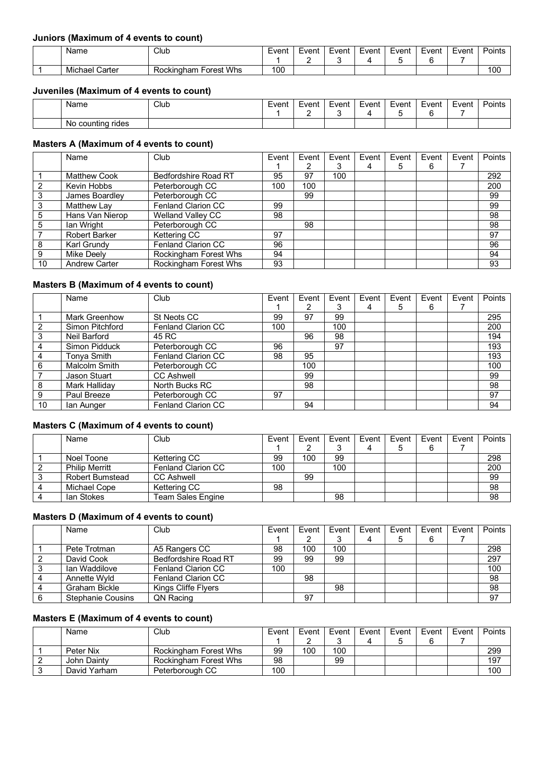### Juniors (Maximum of 4 events to count)

| | Name | Club | Event 1 | Event 2 | Event 3 | Event 4 | Event 5 | Event 6 | Event 7 | Points |
|---|---|---|---|---|---|---|---|---|---|---|
| 1 | Michael Carter | Rockingham Forest Whs | 100 | | | | | | | 100 |

### Juveniles (Maximum of 4 events to count)

| | Name | Club | Event 1 | Event 2 | Event 3 | Event 4 | Event 5 | Event 6 | Event 7 | Points |
|---|---|---|---|---|---|---|---|---|---|---|
| | No counting rides | | | | | | | | | |

### Masters A (Maximum of 4 events to count)

| | Name | Club | Event 1 | Event 2 | Event 3 | Event 4 | Event 5 | Event 6 | Event 7 | Points |
|---|---|---|---|---|---|---|---|---|---|---|
| 1 | Matthew Cook | Bedfordshire Road RT | 95 | 97 | 100 | | | | | 292 |
| 2 | Kevin Hobbs | Peterborough CC | 100 | 100 | | | | | | 200 |
| 3 | James Boardley | Peterborough CC | | 99 | | | | | | 99 |
| 3 | Matthew Lay | Fenland Clarion CC | 99 | | | | | | | 99 |
| 5 | Hans Van Nierop | Welland Valley CC | 98 | | | | | | | 98 |
| 5 | Ian Wright | Peterborough CC | | 98 | | | | | | 98 |
| 7 | Robert Barker | Kettering CC | 97 | | | | | | | 97 |
| 8 | Karl Grundy | Fenland Clarion CC | 96 | | | | | | | 96 |
| 9 | Mike Deely | Rockingham Forest Whs | 94 | | | | | | | 94 |
| 10 | Andrew Carter | Rockingham Forest Whs | 93 | | | | | | | 93 |

### Masters B (Maximum of 4 events to count)

| | Name | Club | Event 1 | Event 2 | Event 3 | Event 4 | Event 5 | Event 6 | Event 7 | Points |
|---|---|---|---|---|---|---|---|---|---|---|
| 1 | Mark Greenhow | St Neots CC | 99 | 97 | 99 | | | | | 295 |
| 2 | Simon Pitchford | Fenland Clarion CC | 100 | | 100 | | | | | 200 |
| 3 | Neil Barford | 45 RC | | 96 | 98 | | | | | 194 |
| 4 | Simon Pidduck | Peterborough CC | 96 | | 97 | | | | | 193 |
| 4 | Tonya Smith | Fenland Clarion CC | 98 | 95 | | | | | | 193 |
| 6 | Malcolm Smith | Peterborough CC | | 100 | | | | | | 100 |
| 7 | Jason Stuart | CC Ashwell | | 99 | | | | | | 99 |
| 8 | Mark Halliday | North Bucks RC | | 98 | | | | | | 98 |
| 9 | Paul Breeze | Peterborough CC | 97 | | | | | | | 97 |
| 10 | Ian Aunger | Fenland Clarion CC | | 94 | | | | | | 94 |

### Masters C (Maximum of 4 events to count)

| | Name | Club | Event 1 | Event 2 | Event 3 | Event 4 | Event 5 | Event 6 | Event 7 | Points |
|---|---|---|---|---|---|---|---|---|---|---|
| 1 | Noel Toone | Kettering CC | 99 | 100 | 99 | | | | | 298 |
| 2 | Philip Merritt | Fenland Clarion CC | 100 | | 100 | | | | | 200 |
| 3 | Robert Bumstead | CC Ashwell | | 99 | | | | | | 99 |
| 4 | Michael Cope | Kettering CC | 98 | | | | | | | 98 |
| 4 | Ian Stokes | Team Sales Engine | | | 98 | | | | | 98 |

### Masters D (Maximum of 4 events to count)

| | Name | Club | Event 1 | Event 2 | Event 3 | Event 4 | Event 5 | Event 6 | Event 7 | Points |
|---|---|---|---|---|---|---|---|---|---|---|
| 1 | Pete Trotman | A5 Rangers CC | 98 | 100 | 100 | | | | | 298 |
| 2 | David Cook | Bedfordshire Road RT | 99 | 99 | 99 | | | | | 297 |
| 3 | Ian Waddilove | Fenland Clarion CC | 100 | | | | | | | 100 |
| 4 | Annette Wyld | Fenland Clarion CC | | 98 | | | | | | 98 |
| 4 | Graham Bickle | Kings Cliffe Flyers | | | 98 | | | | | 98 |
| 6 | Stephanie Cousins | QN Racing | | 97 | | | | | | 97 |

### Masters E (Maximum of 4 events to count)

| | Name | Club | Event 1 | Event 2 | Event 3 | Event 4 | Event 5 | Event 6 | Event 7 | Points |
|---|---|---|---|---|---|---|---|---|---|---|
| 1 | Peter Nix | Rockingham Forest Whs | 99 | 100 | 100 | | | | | 299 |
| 2 | John Dainty | Rockingham Forest Whs | 98 | | 99 | | | | | 197 |
| 3 | David Yarham | Peterborough CC | 100 | | | | | | | 100 |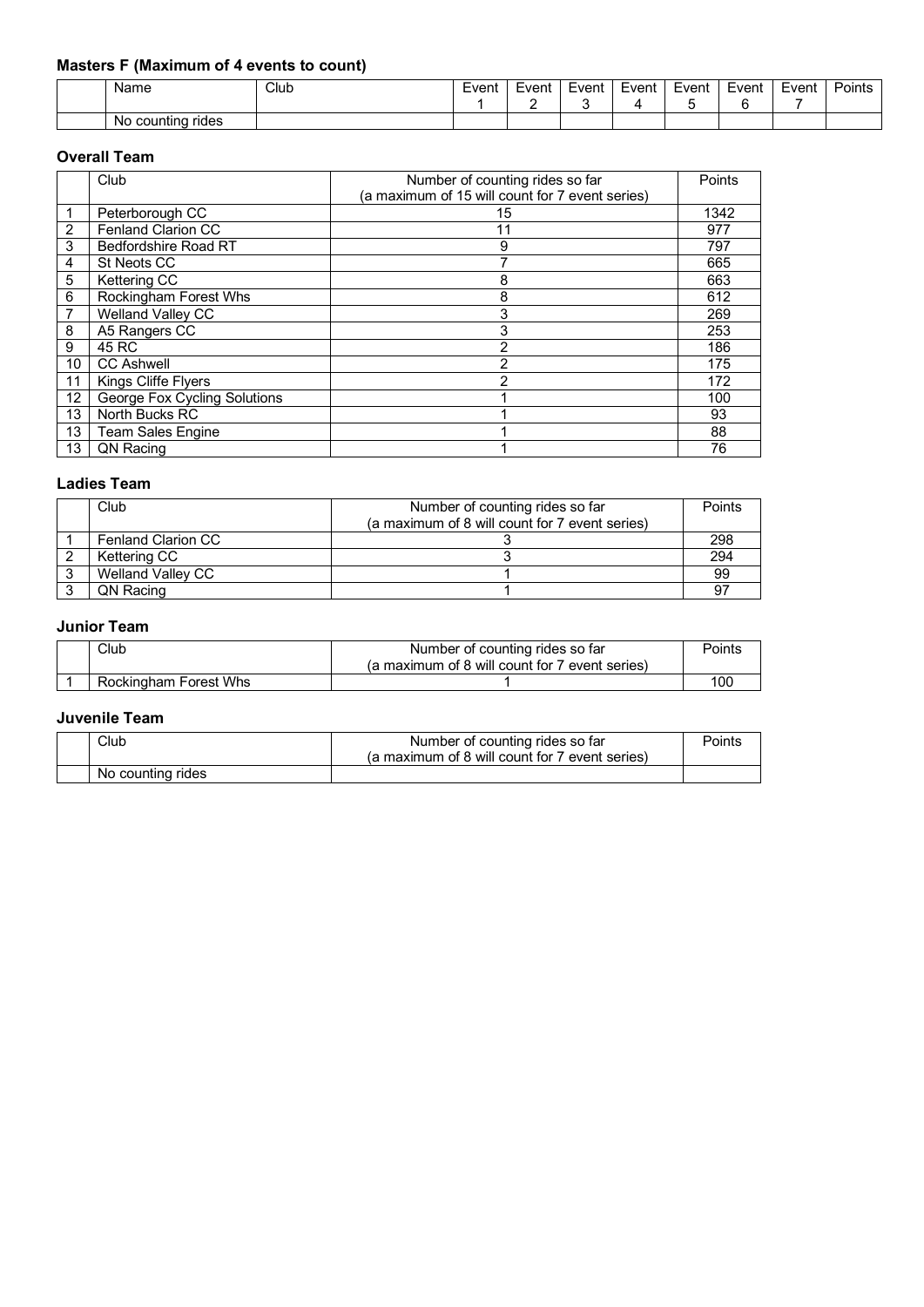### Masters F (Maximum of 4 events to count)

| | Name | Club | Event 1 | Event 2 | Event 3 | Event 4 | Event 5 | Event 6 | Event 7 | Points |
|---|---|---|---|---|---|---|---|---|---|---|
| | No counting rides | | | | | | | | | |

### Overall Team

| | Club | Number of counting rides so far (a maximum of 15 will count for 7 event series) | Points |
|---|---|---|---|
| 1 | Peterborough CC | 15 | 1342 |
| 2 | Fenland Clarion CC | 11 | 977 |
| 3 | Bedfordshire Road RT | 9 | 797 |
| 4 | St Neots CC | 7 | 665 |
| 5 | Kettering CC | 8 | 663 |
| 6 | Rockingham Forest Whs | 8 | 612 |
| 7 | Welland Valley CC | 3 | 269 |
| 8 | A5 Rangers CC | 3 | 253 |
| 9 | 45 RC | 2 | 186 |
| 10 | CC Ashwell | 2 | 175 |
| 11 | Kings Cliffe Flyers | 2 | 172 |
| 12 | George Fox Cycling Solutions | 1 | 100 |
| 13 | North Bucks RC | 1 | 93 |
| 13 | Team Sales Engine | 1 | 88 |
| 13 | QN Racing | 1 | 76 |

### Ladies Team

| | Club | Number of counting rides so far (a maximum of 8 will count for 7 event series) | Points |
|---|---|---|---|
| 1 | Fenland Clarion CC | 3 | 298 |
| 2 | Kettering CC | 3 | 294 |
| 3 | Welland Valley CC | 1 | 99 |
| 3 | QN Racing | 1 | 97 |

### Junior Team

| | Club | Number of counting rides so far (a maximum of 8 will count for 7 event series) | Points |
|---|---|---|---|
| 1 | Rockingham Forest Whs | 1 | 100 |

### Juvenile Team

| | Club | Number of counting rides so far (a maximum of 8 will count for 7 event series) | Points |
|---|---|---|---|
| | No counting rides | | |